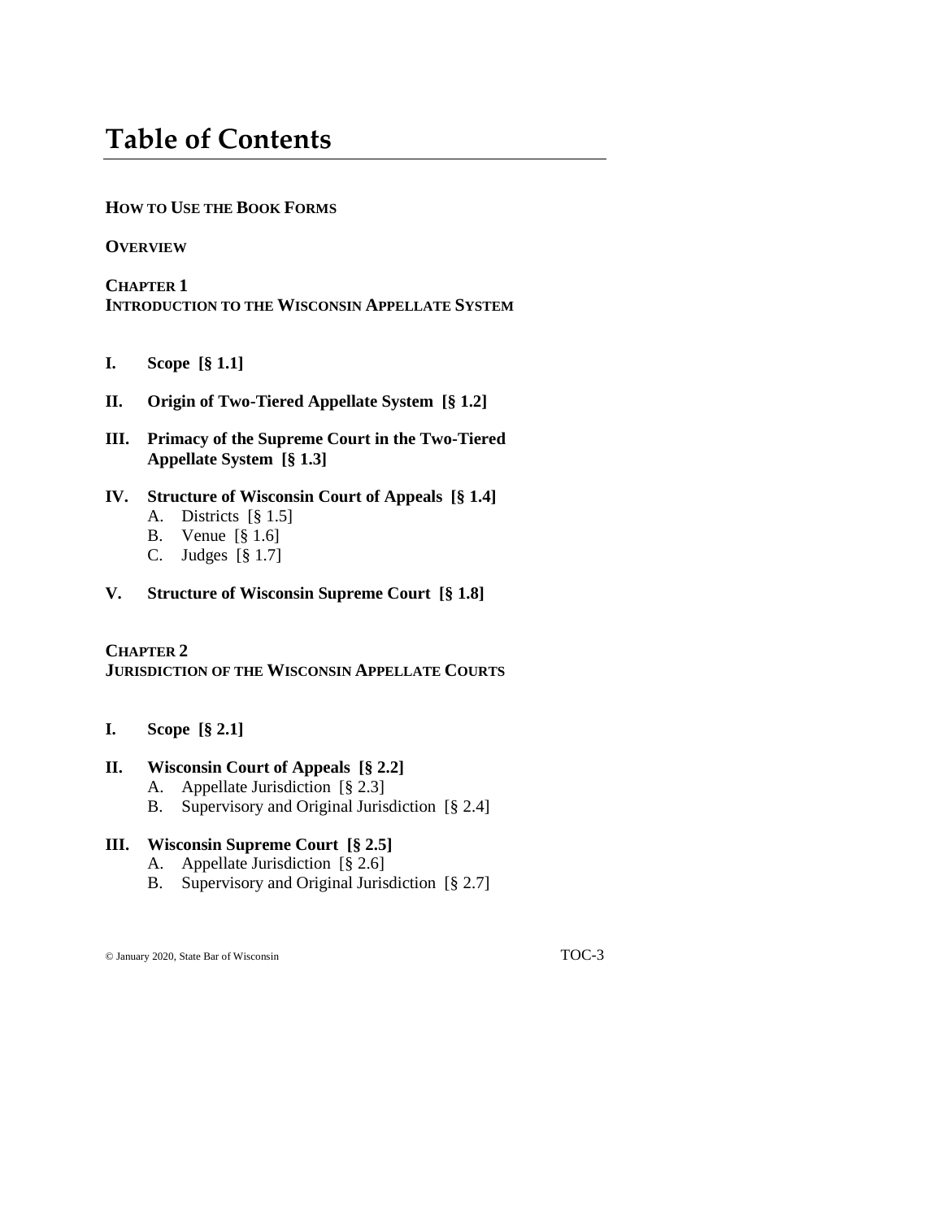# Table of Contents

**HOW TO USE THE BOOK FORMS**

**OVERVIEW**

**CHAPTER 1**
**INTRODUCTION TO THE WISCONSIN APPELLATE SYSTEM**

**I. Scope [§ 1.1]**

**II. Origin of Two-Tiered Appellate System [§ 1.2]**

**III. Primacy of the Supreme Court in the Two-Tiered Appellate System [§ 1.3]**

**IV. Structure of Wisconsin Court of Appeals [§ 1.4]**

- A. Districts [§ 1.5]
- B. Venue [§ 1.6]
- C. Judges [§ 1.7]

**V. Structure of Wisconsin Supreme Court [§ 1.8]**

**CHAPTER 2**
**JURISDICTION OF THE WISCONSIN APPELLATE COURTS**

**I. Scope [§ 2.1]**

**II. Wisconsin Court of Appeals [§ 2.2]**

- A. Appellate Jurisdiction [§ 2.3]
- B. Supervisory and Original Jurisdiction [§ 2.4]

**III. Wisconsin Supreme Court [§ 2.5]**

- A. Appellate Jurisdiction [§ 2.6]
- B. Supervisory and Original Jurisdiction [§ 2.7]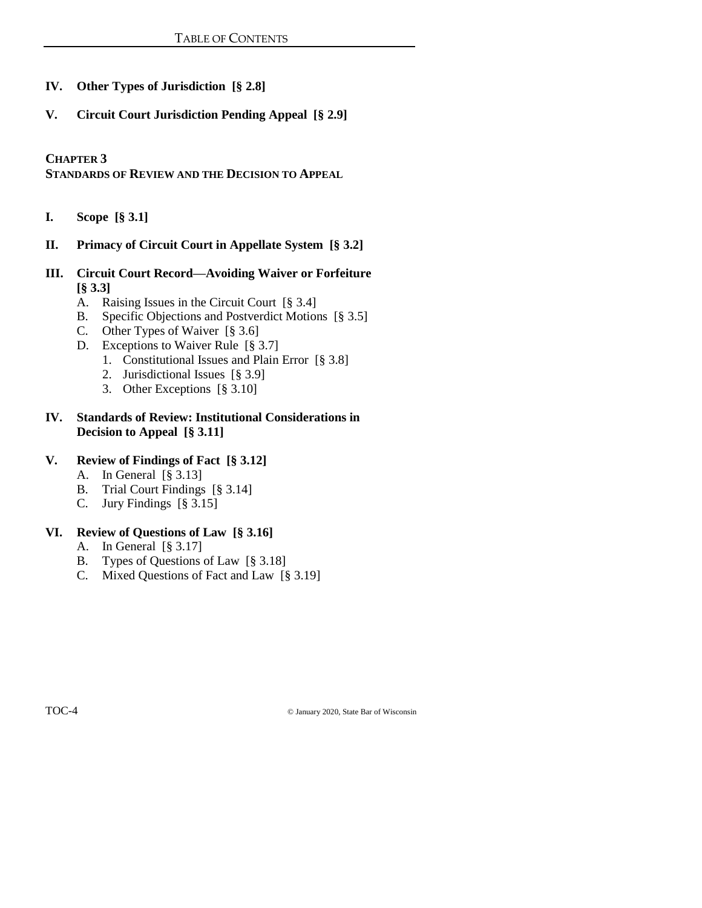**IV. Other Types of Jurisdiction [§ 2.8]**

**V. Circuit Court Jurisdiction Pending Appeal [§ 2.9]**

## CHAPTER 3
## STANDARDS OF REVIEW AND THE DECISION TO APPEAL

**I. Scope [§ 3.1]**

**II. Primacy of Circuit Court in Appellate System [§ 3.2]**

**III. Circuit Court Record—Avoiding Waiver or Forfeiture [§ 3.3]**

- A. Raising Issues in the Circuit Court [§ 3.4]
- B. Specific Objections and Postverdict Motions [§ 3.5]
- C. Other Types of Waiver [§ 3.6]
- D. Exceptions to Waiver Rule [§ 3.7]
  1. Constitutional Issues and Plain Error [§ 3.8]
  2. Jurisdictional Issues [§ 3.9]
  3. Other Exceptions [§ 3.10]

**IV. Standards of Review: Institutional Considerations in Decision to Appeal [§ 3.11]**

**V. Review of Findings of Fact [§ 3.12]**

- A. In General [§ 3.13]
- B. Trial Court Findings [§ 3.14]
- C. Jury Findings [§ 3.15]

**VI. Review of Questions of Law [§ 3.16]**

- A. In General [§ 3.17]
- B. Types of Questions of Law [§ 3.18]
- C. Mixed Questions of Fact and Law [§ 3.19]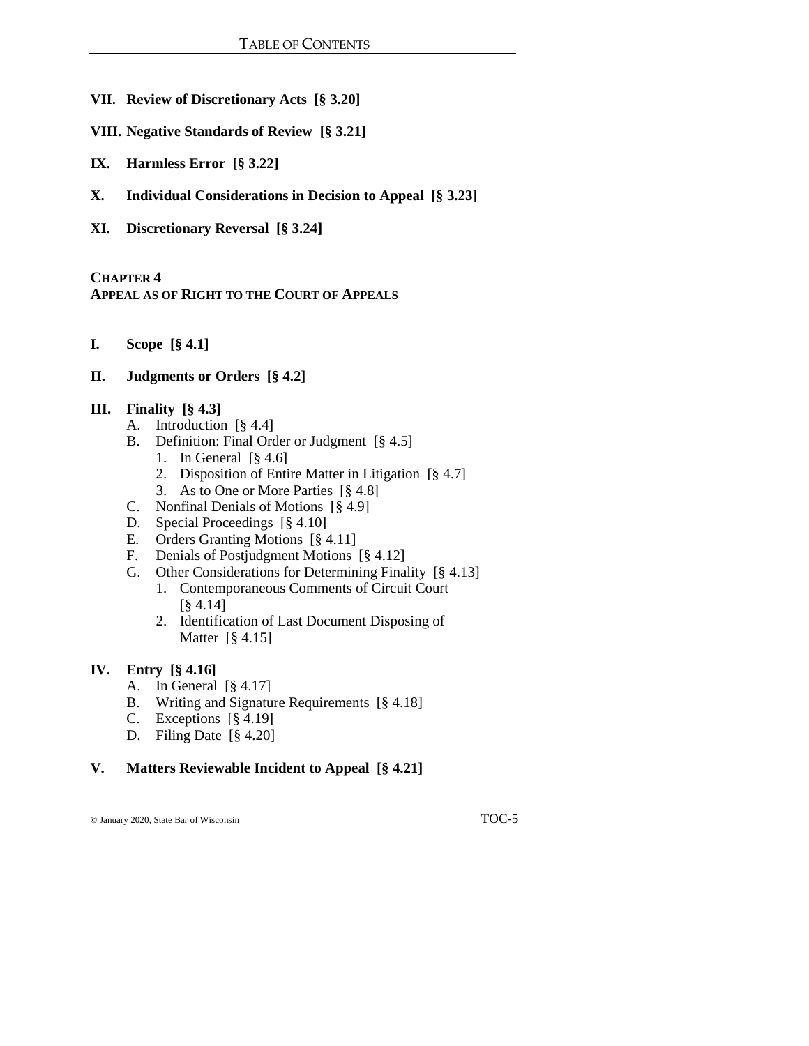**VII. Review of Discretionary Acts [§ 3.20]**

**VIII. Negative Standards of Review [§ 3.21]**

**IX. Harmless Error [§ 3.22]**

**X. Individual Considerations in Decision to Appeal [§ 3.23]**

**XI. Discretionary Reversal [§ 3.24]**

## CHAPTER 4
## APPEAL AS OF RIGHT TO THE COURT OF APPEALS

**I. Scope [§ 4.1]**

**II. Judgments or Orders [§ 4.2]**

**III. Finality [§ 4.3]**

- A. Introduction [§ 4.4]
- B. Definition: Final Order or Judgment [§ 4.5]
  - 1. In General [§ 4.6]
  - 2. Disposition of Entire Matter in Litigation [§ 4.7]
  - 3. As to One or More Parties [§ 4.8]
- C. Nonfinal Denials of Motions [§ 4.9]
- D. Special Proceedings [§ 4.10]
- E. Orders Granting Motions [§ 4.11]
- F. Denials of Postjudgment Motions [§ 4.12]
- G. Other Considerations for Determining Finality [§ 4.13]
  - 1. Contemporaneous Comments of Circuit Court [§ 4.14]
  - 2. Identification of Last Document Disposing of Matter [§ 4.15]

**IV. Entry [§ 4.16]**

- A. In General [§ 4.17]
- B. Writing and Signature Requirements [§ 4.18]
- C. Exceptions [§ 4.19]
- D. Filing Date [§ 4.20]

**V. Matters Reviewable Incident to Appeal [§ 4.21]**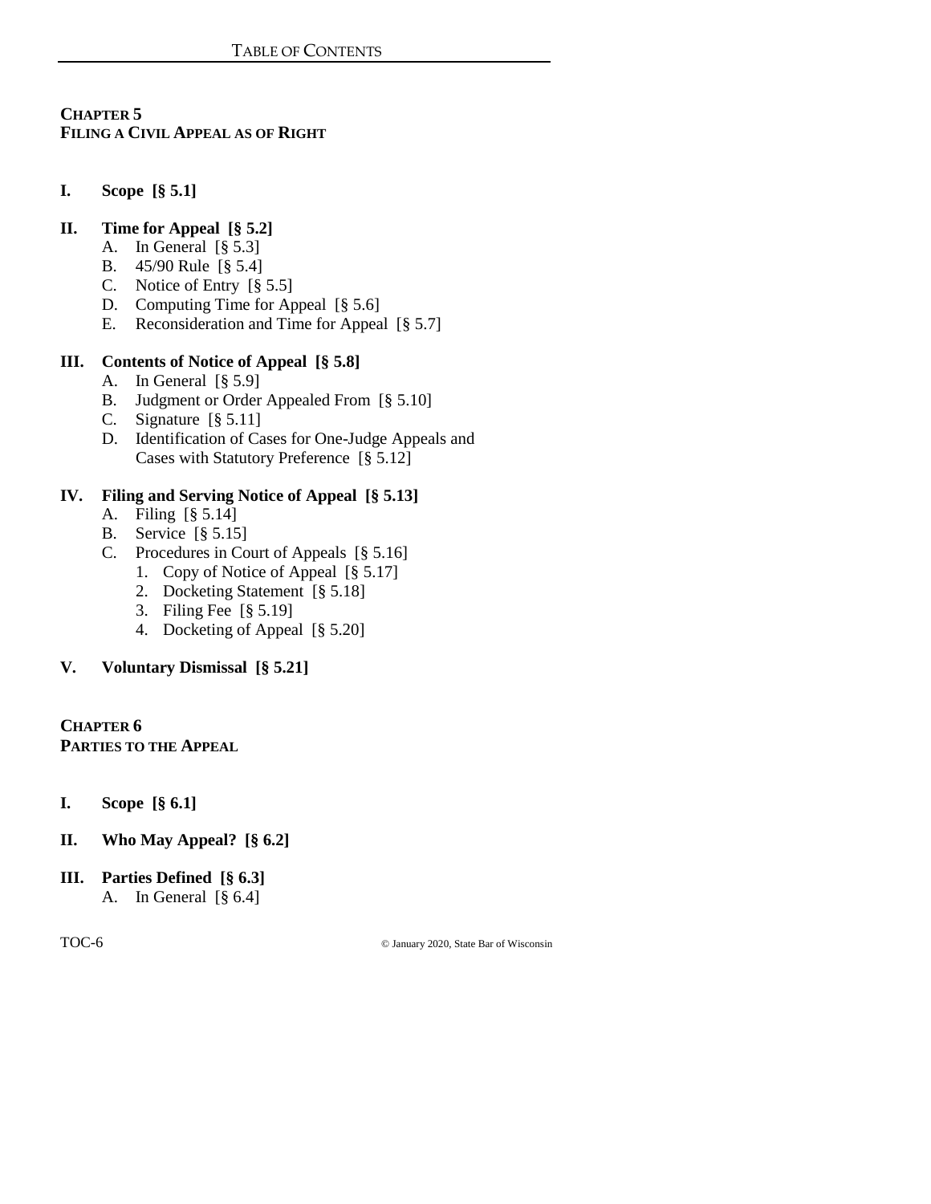## CHAPTER 5
## FILING A CIVIL APPEAL AS OF RIGHT

**I. Scope [§ 5.1]**

**II. Time for Appeal [§ 5.2]**
- A. In General [§ 5.3]
- B. 45/90 Rule [§ 5.4]
- C. Notice of Entry [§ 5.5]
- D. Computing Time for Appeal [§ 5.6]
- E. Reconsideration and Time for Appeal [§ 5.7]

**III. Contents of Notice of Appeal [§ 5.8]**
- A. In General [§ 5.9]
- B. Judgment or Order Appealed From [§ 5.10]
- C. Signature [§ 5.11]
- D. Identification of Cases for One-Judge Appeals and Cases with Statutory Preference [§ 5.12]

**IV. Filing and Serving Notice of Appeal [§ 5.13]**
- A. Filing [§ 5.14]
- B. Service [§ 5.15]
- C. Procedures in Court of Appeals [§ 5.16]
  1. Copy of Notice of Appeal [§ 5.17]
  2. Docketing Statement [§ 5.18]
  3. Filing Fee [§ 5.19]
  4. Docketing of Appeal [§ 5.20]

**V. Voluntary Dismissal [§ 5.21]**

## CHAPTER 6
## PARTIES TO THE APPEAL

**I. Scope [§ 6.1]**

**II. Who May Appeal? [§ 6.2]**

**III. Parties Defined [§ 6.3]**
- A. In General [§ 6.4]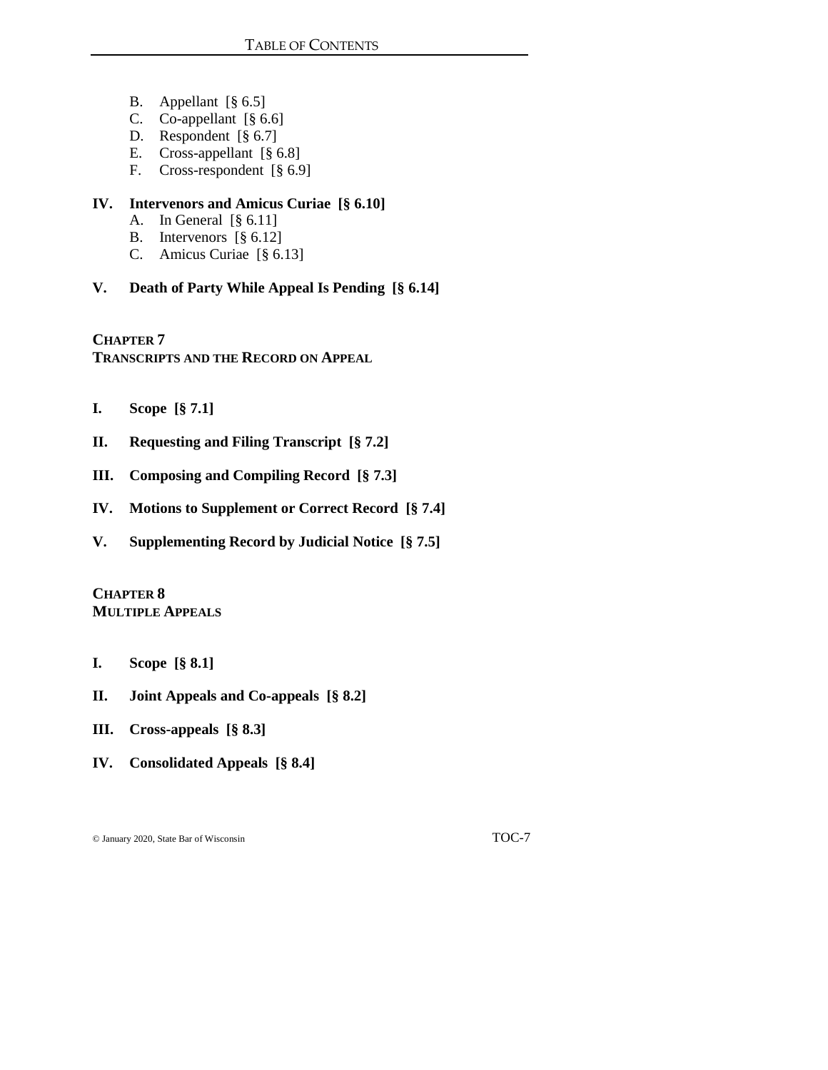B. Appellant [§ 6.5]
C. Co-appellant [§ 6.6]
D. Respondent [§ 6.7]
E. Cross-appellant [§ 6.8]
F. Cross-respondent [§ 6.9]

**IV. Intervenors and Amicus Curiae [§ 6.10]**

A. In General [§ 6.11]
B. Intervenors [§ 6.12]
C. Amicus Curiae [§ 6.13]

**V. Death of Party While Appeal Is Pending [§ 6.14]**

## CHAPTER 7
## TRANSCRIPTS AND THE RECORD ON APPEAL

**I. Scope [§ 7.1]**

**II. Requesting and Filing Transcript [§ 7.2]**

**III. Composing and Compiling Record [§ 7.3]**

**IV. Motions to Supplement or Correct Record [§ 7.4]**

**V. Supplementing Record by Judicial Notice [§ 7.5]**

## CHAPTER 8
## MULTIPLE APPEALS

**I. Scope [§ 8.1]**

**II. Joint Appeals and Co-appeals [§ 8.2]**

**III. Cross-appeals [§ 8.3]**

**IV. Consolidated Appeals [§ 8.4]**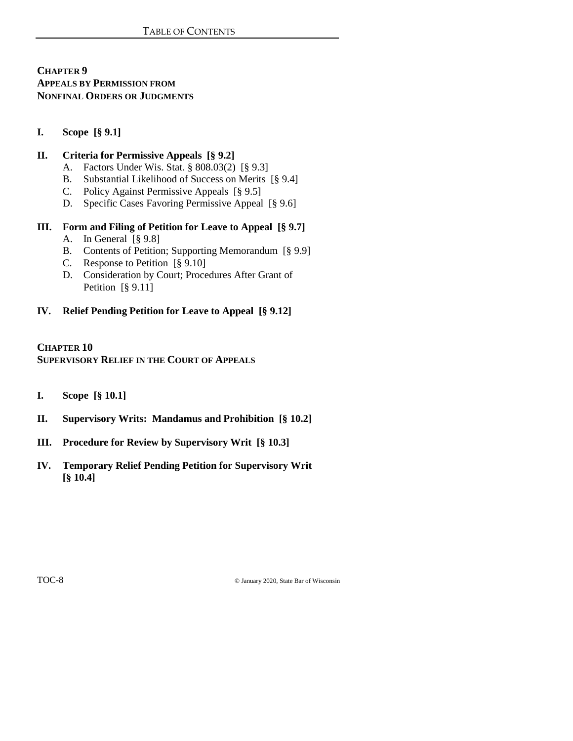## CHAPTER 9
## APPEALS BY PERMISSION FROM NONFINAL ORDERS OR JUDGMENTS

**I. Scope [§ 9.1]**

**II. Criteria for Permissive Appeals [§ 9.2]**

- A. Factors Under Wis. Stat. § 808.03(2) [§ 9.3]
- B. Substantial Likelihood of Success on Merits [§ 9.4]
- C. Policy Against Permissive Appeals [§ 9.5]
- D. Specific Cases Favoring Permissive Appeal [§ 9.6]

**III. Form and Filing of Petition for Leave to Appeal [§ 9.7]**

- A. In General [§ 9.8]
- B. Contents of Petition; Supporting Memorandum [§ 9.9]
- C. Response to Petition [§ 9.10]
- D. Consideration by Court; Procedures After Grant of Petition [§ 9.11]

**IV. Relief Pending Petition for Leave to Appeal [§ 9.12]**

## CHAPTER 10
## SUPERVISORY RELIEF IN THE COURT OF APPEALS

**I. Scope [§ 10.1]**

**II. Supervisory Writs: Mandamus and Prohibition [§ 10.2]**

**III. Procedure for Review by Supervisory Writ [§ 10.3]**

**IV. Temporary Relief Pending Petition for Supervisory Writ [§ 10.4]**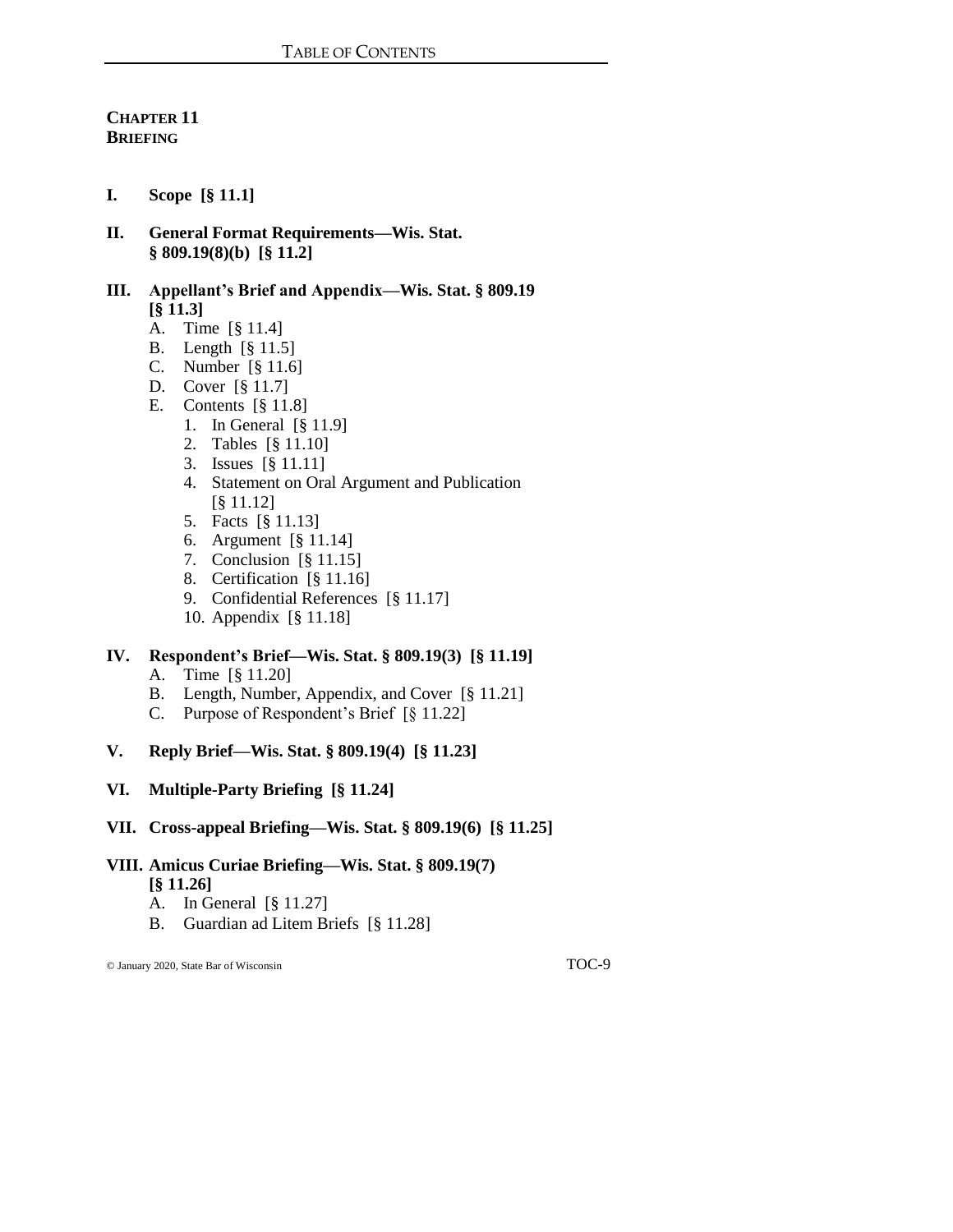## CHAPTER 11
## BRIEFING

**I. Scope [§ 11.1]**

**II. General Format Requirements—Wis. Stat. § 809.19(8)(b) [§ 11.2]**

**III. Appellant's Brief and Appendix—Wis. Stat. § 809.19 [§ 11.3]**

- A. Time [§ 11.4]
- B. Length [§ 11.5]
- C. Number [§ 11.6]
- D. Cover [§ 11.7]
- E. Contents [§ 11.8]
  1. In General [§ 11.9]
  2. Tables [§ 11.10]
  3. Issues [§ 11.11]
  4. Statement on Oral Argument and Publication [§ 11.12]
  5. Facts [§ 11.13]
  6. Argument [§ 11.14]
  7. Conclusion [§ 11.15]
  8. Certification [§ 11.16]
  9. Confidential References [§ 11.17]
  10. Appendix [§ 11.18]

**IV. Respondent's Brief—Wis. Stat. § 809.19(3) [§ 11.19]**

- A. Time [§ 11.20]
- B. Length, Number, Appendix, and Cover [§ 11.21]
- C. Purpose of Respondent's Brief [§ 11.22]

**V. Reply Brief—Wis. Stat. § 809.19(4) [§ 11.23]**

**VI. Multiple-Party Briefing [§ 11.24]**

**VII. Cross-appeal Briefing—Wis. Stat. § 809.19(6) [§ 11.25]**

**VIII. Amicus Curiae Briefing—Wis. Stat. § 809.19(7) [§ 11.26]**

- A. In General [§ 11.27]
- B. Guardian ad Litem Briefs [§ 11.28]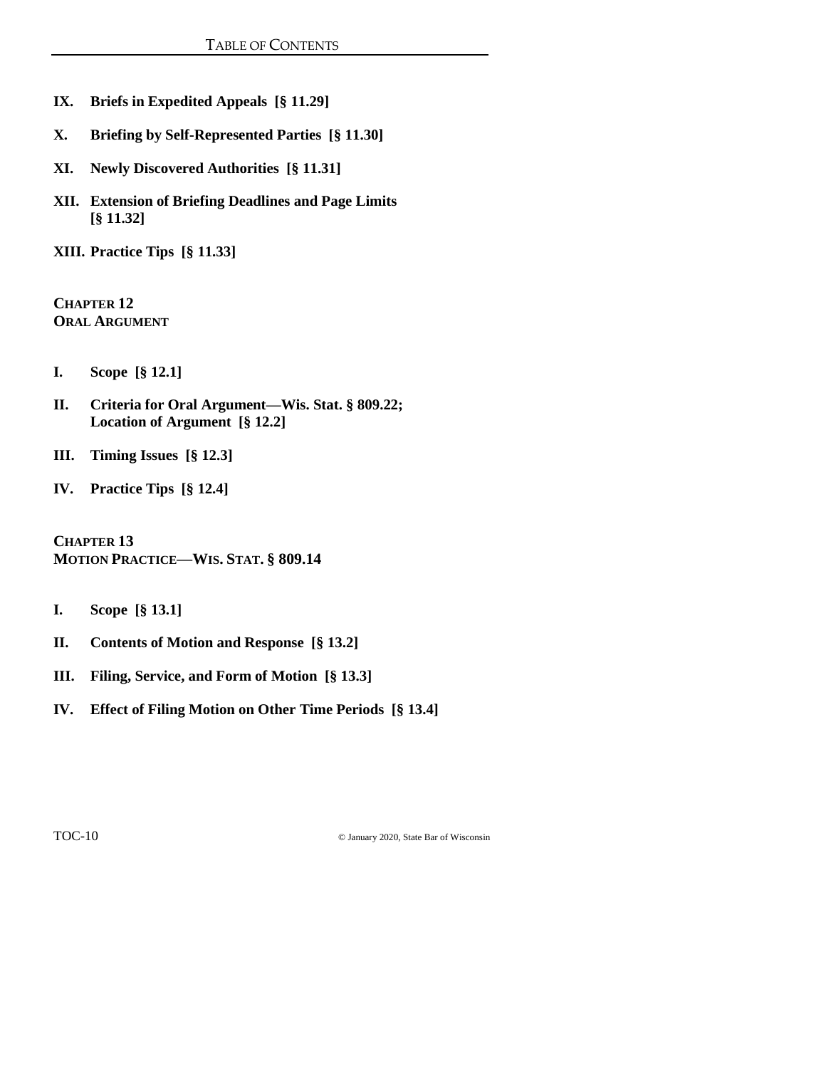**IX. Briefs in Expedited Appeals [§ 11.29]**

**X. Briefing by Self-Represented Parties [§ 11.30]**

**XI. Newly Discovered Authorities [§ 11.31]**

**XII. Extension of Briefing Deadlines and Page Limits [§ 11.32]**

**XIII. Practice Tips [§ 11.33]**

## CHAPTER 12
## ORAL ARGUMENT

**I. Scope [§ 12.1]**

**II. Criteria for Oral Argument—Wis. Stat. § 809.22; Location of Argument [§ 12.2]**

**III. Timing Issues [§ 12.3]**

**IV. Practice Tips [§ 12.4]**

## CHAPTER 13
## MOTION PRACTICE—WIS. STAT. § 809.14

**I. Scope [§ 13.1]**

**II. Contents of Motion and Response [§ 13.2]**

**III. Filing, Service, and Form of Motion [§ 13.3]**

**IV. Effect of Filing Motion on Other Time Periods [§ 13.4]**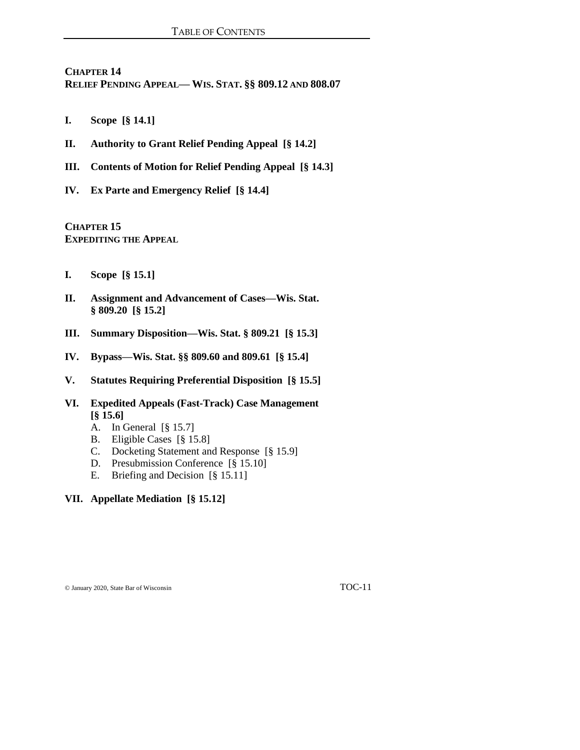## CHAPTER 14
## RELIEF PENDING APPEAL— WIS. STAT. §§ 809.12 AND 808.07

**I. Scope [§ 14.1]**

**II. Authority to Grant Relief Pending Appeal [§ 14.2]**

**III. Contents of Motion for Relief Pending Appeal [§ 14.3]**

**IV. Ex Parte and Emergency Relief [§ 14.4]**

## CHAPTER 15
## EXPEDITING THE APPEAL

**I. Scope [§ 15.1]**

**II. Assignment and Advancement of Cases—Wis. Stat. § 809.20 [§ 15.2]**

**III. Summary Disposition—Wis. Stat. § 809.21 [§ 15.3]**

**IV. Bypass—Wis. Stat. §§ 809.60 and 809.61 [§ 15.4]**

**V. Statutes Requiring Preferential Disposition [§ 15.5]**

**VI. Expedited Appeals (Fast-Track) Case Management [§ 15.6]**

- A. In General [§ 15.7]
- B. Eligible Cases [§ 15.8]
- C. Docketing Statement and Response [§ 15.9]
- D. Presubmission Conference [§ 15.10]
- E. Briefing and Decision [§ 15.11]

**VII. Appellate Mediation [§ 15.12]**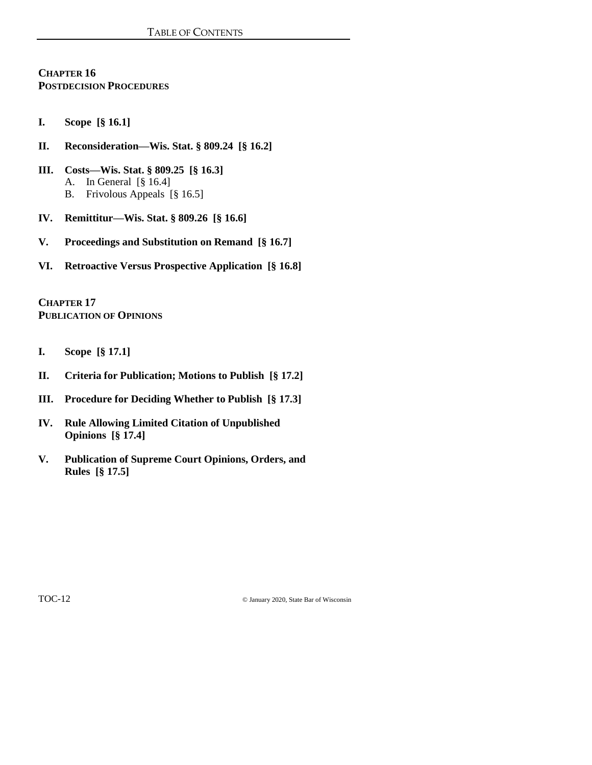## CHAPTER 16
## POSTDECISION PROCEDURES

**I. Scope [§ 16.1]**

**II. Reconsideration—Wis. Stat. § 809.24 [§ 16.2]**

**III. Costs—Wis. Stat. § 809.25 [§ 16.3]**
- A. In General [§ 16.4]
- B. Frivolous Appeals [§ 16.5]

**IV. Remittitur—Wis. Stat. § 809.26 [§ 16.6]**

**V. Proceedings and Substitution on Remand [§ 16.7]**

**VI. Retroactive Versus Prospective Application [§ 16.8]**

## CHAPTER 17
## PUBLICATION OF OPINIONS

**I. Scope [§ 17.1]**

**II. Criteria for Publication; Motions to Publish [§ 17.2]**

**III. Procedure for Deciding Whether to Publish [§ 17.3]**

**IV. Rule Allowing Limited Citation of Unpublished Opinions [§ 17.4]**

**V. Publication of Supreme Court Opinions, Orders, and Rules [§ 17.5]**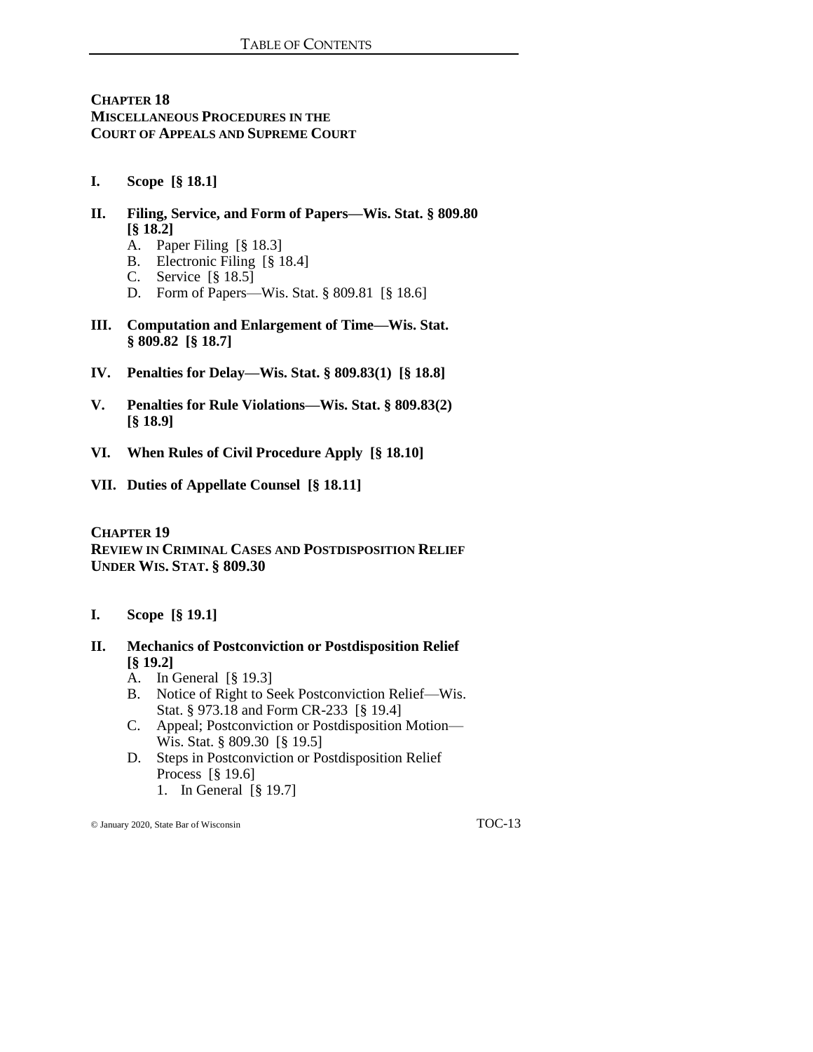## CHAPTER 18
## MISCELLANEOUS PROCEDURES IN THE COURT OF APPEALS AND SUPREME COURT

**I. Scope [§ 18.1]**

**II. Filing, Service, and Form of Papers—Wis. Stat. § 809.80 [§ 18.2]**
- A. Paper Filing [§ 18.3]
- B. Electronic Filing [§ 18.4]
- C. Service [§ 18.5]
- D. Form of Papers—Wis. Stat. § 809.81 [§ 18.6]

**III. Computation and Enlargement of Time—Wis. Stat. § 809.82 [§ 18.7]**

**IV. Penalties for Delay—Wis. Stat. § 809.83(1) [§ 18.8]**

**V. Penalties for Rule Violations—Wis. Stat. § 809.83(2) [§ 18.9]**

**VI. When Rules of Civil Procedure Apply [§ 18.10]**

**VII. Duties of Appellate Counsel [§ 18.11]**

## CHAPTER 19
## REVIEW IN CRIMINAL CASES AND POSTDISPOSITION RELIEF UNDER WIS. STAT. § 809.30

**I. Scope [§ 19.1]**

**II. Mechanics of Postconviction or Postdisposition Relief [§ 19.2]**
- A. In General [§ 19.3]
- B. Notice of Right to Seek Postconviction Relief—Wis. Stat. § 973.18 and Form CR-233 [§ 19.4]
- C. Appeal; Postconviction or Postdisposition Motion—Wis. Stat. § 809.30 [§ 19.5]
- D. Steps in Postconviction or Postdisposition Relief Process [§ 19.6]
    1. In General [§ 19.7]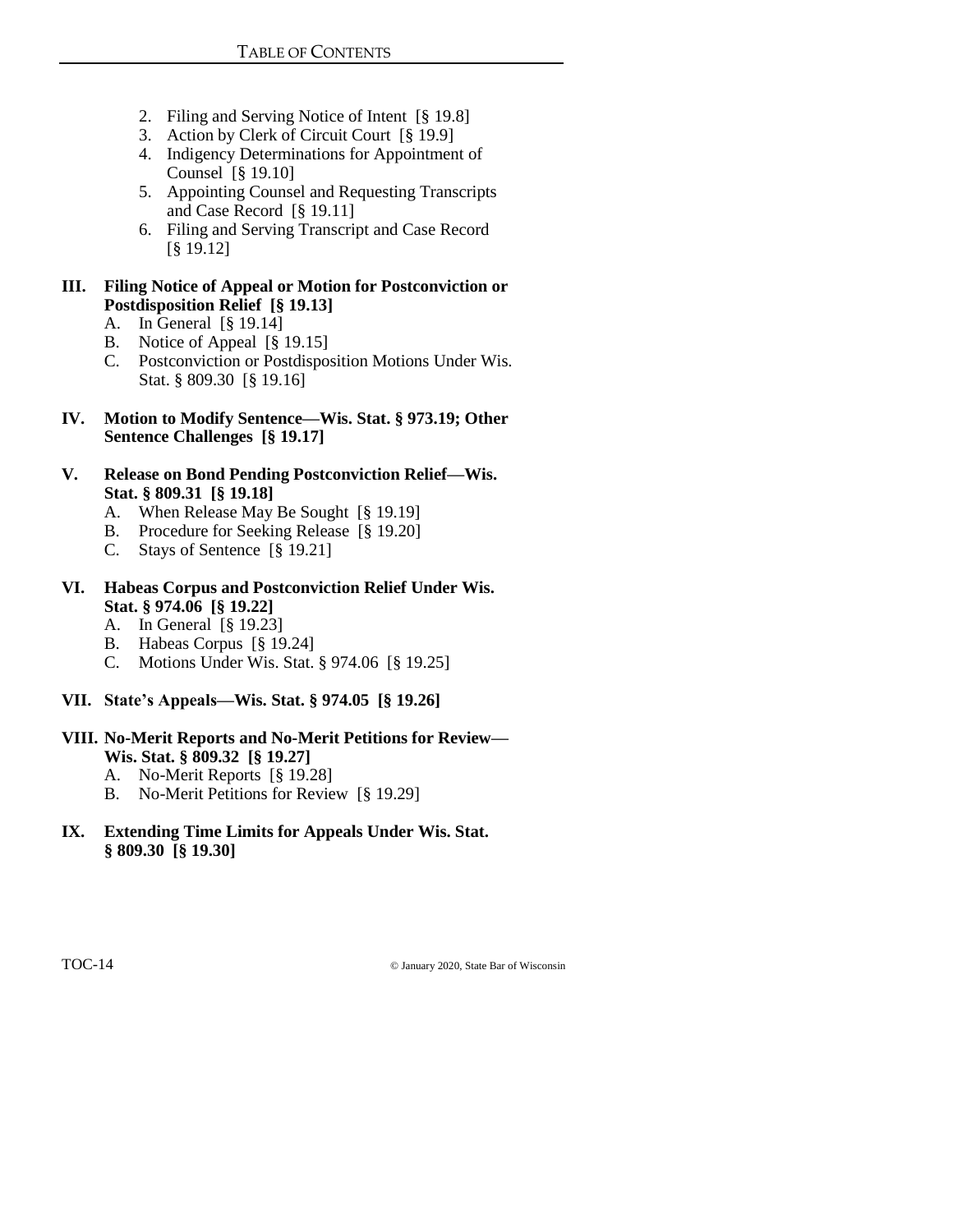2. Filing and Serving Notice of Intent [§ 19.8]
3. Action by Clerk of Circuit Court [§ 19.9]
4. Indigency Determinations for Appointment of Counsel [§ 19.10]
5. Appointing Counsel and Requesting Transcripts and Case Record [§ 19.11]
6. Filing and Serving Transcript and Case Record [§ 19.12]

**III. Filing Notice of Appeal or Motion for Postconviction or Postdisposition Relief [§ 19.13]**

A. In General [§ 19.14]
B. Notice of Appeal [§ 19.15]
C. Postconviction or Postdisposition Motions Under Wis. Stat. § 809.30 [§ 19.16]

**IV. Motion to Modify Sentence—Wis. Stat. § 973.19; Other Sentence Challenges [§ 19.17]**

**V. Release on Bond Pending Postconviction Relief—Wis. Stat. § 809.31 [§ 19.18]**

A. When Release May Be Sought [§ 19.19]
B. Procedure for Seeking Release [§ 19.20]
C. Stays of Sentence [§ 19.21]

**VI. Habeas Corpus and Postconviction Relief Under Wis. Stat. § 974.06 [§ 19.22]**

A. In General [§ 19.23]
B. Habeas Corpus [§ 19.24]
C. Motions Under Wis. Stat. § 974.06 [§ 19.25]

**VII. State's Appeals—Wis. Stat. § 974.05 [§ 19.26]**

**VIII. No-Merit Reports and No-Merit Petitions for Review—Wis. Stat. § 809.32 [§ 19.27]**

A. No-Merit Reports [§ 19.28]
B. No-Merit Petitions for Review [§ 19.29]

**IX. Extending Time Limits for Appeals Under Wis. Stat. § 809.30 [§ 19.30]**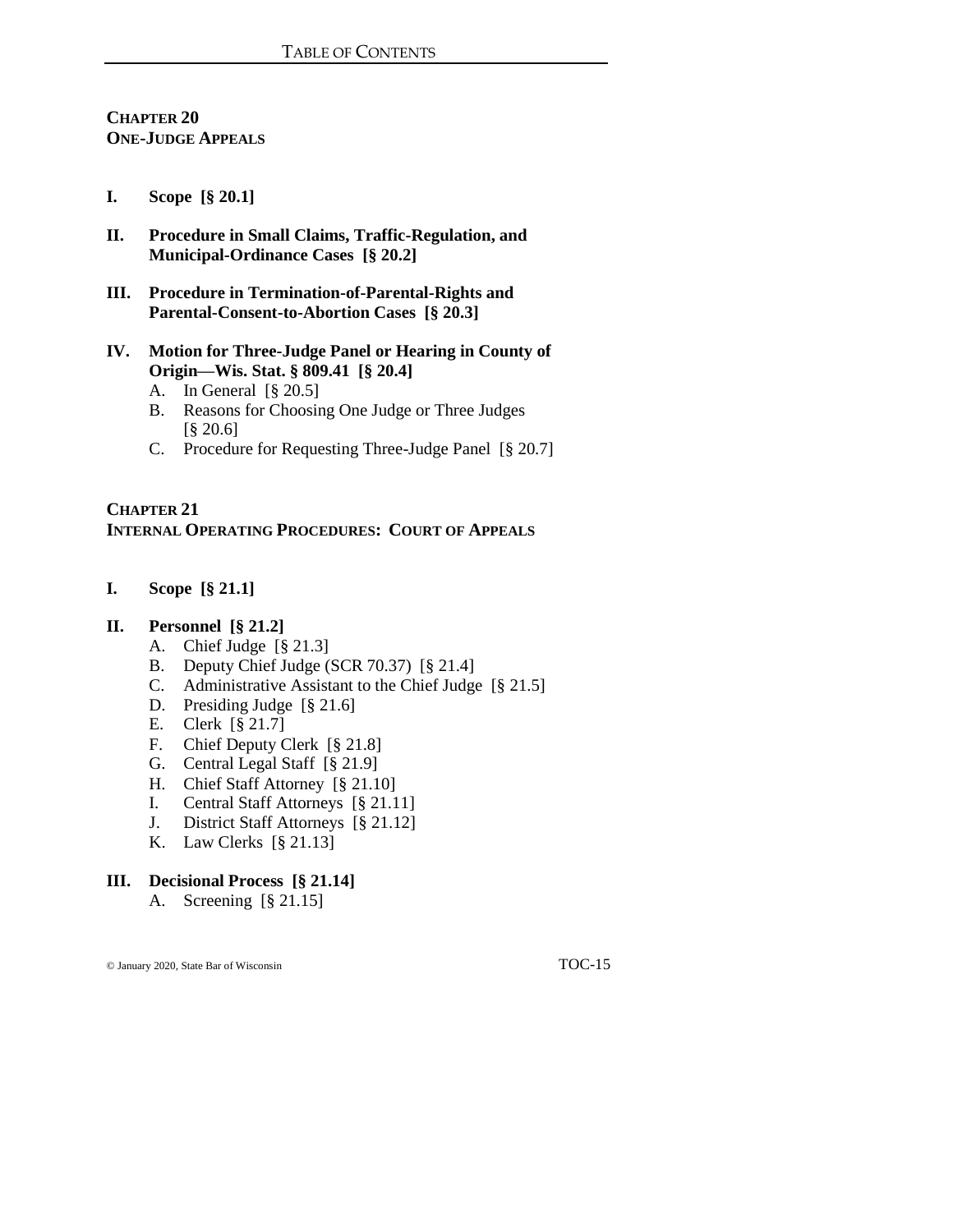## CHAPTER 20
## ONE-JUDGE APPEALS

**I. Scope [§ 20.1]**

**II. Procedure in Small Claims, Traffic-Regulation, and Municipal-Ordinance Cases [§ 20.2]**

**III. Procedure in Termination-of-Parental-Rights and Parental-Consent-to-Abortion Cases [§ 20.3]**

**IV. Motion for Three-Judge Panel or Hearing in County of Origin—Wis. Stat. § 809.41 [§ 20.4]**

- A. In General [§ 20.5]
- B. Reasons for Choosing One Judge or Three Judges [§ 20.6]
- C. Procedure for Requesting Three-Judge Panel [§ 20.7]

## CHAPTER 21
## INTERNAL OPERATING PROCEDURES: COURT OF APPEALS

**I. Scope [§ 21.1]**

**II. Personnel [§ 21.2]**

- A. Chief Judge [§ 21.3]
- B. Deputy Chief Judge (SCR 70.37) [§ 21.4]
- C. Administrative Assistant to the Chief Judge [§ 21.5]
- D. Presiding Judge [§ 21.6]
- E. Clerk [§ 21.7]
- F. Chief Deputy Clerk [§ 21.8]
- G. Central Legal Staff [§ 21.9]
- H. Chief Staff Attorney [§ 21.10]
- I. Central Staff Attorneys [§ 21.11]
- J. District Staff Attorneys [§ 21.12]
- K. Law Clerks [§ 21.13]

**III. Decisional Process [§ 21.14]**

- A. Screening [§ 21.15]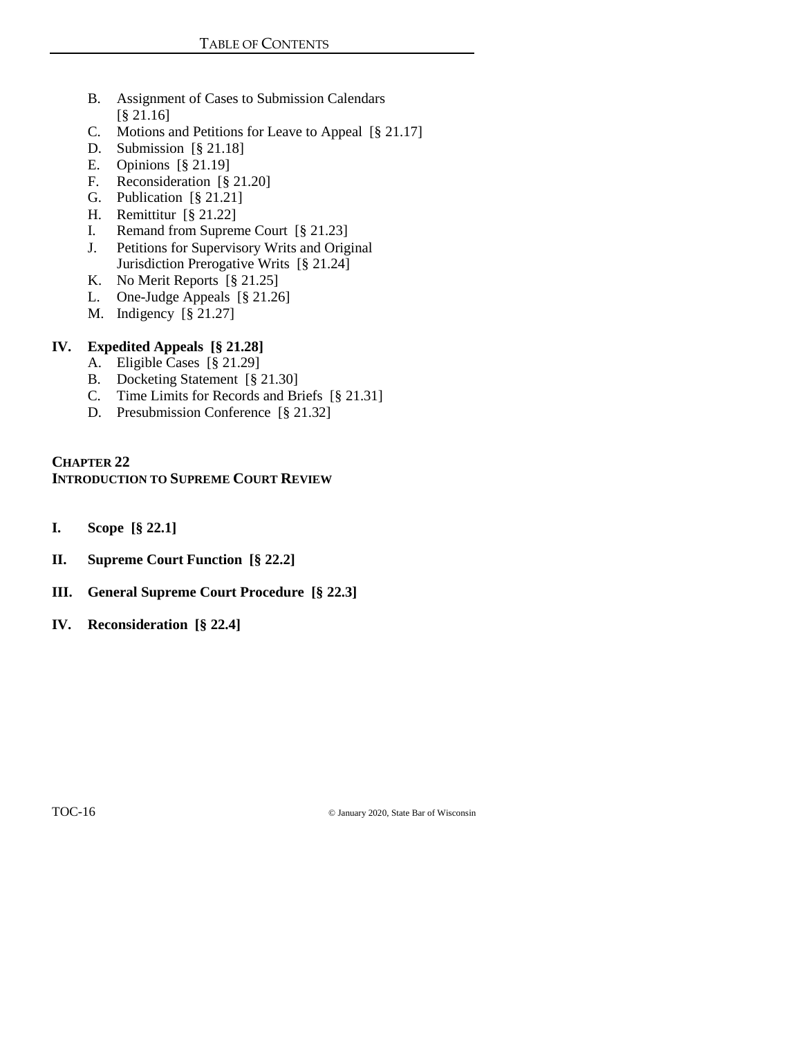- B. Assignment of Cases to Submission Calendars [§ 21.16]
- C. Motions and Petitions for Leave to Appeal [§ 21.17]
- D. Submission [§ 21.18]
- E. Opinions [§ 21.19]
- F. Reconsideration [§ 21.20]
- G. Publication [§ 21.21]
- H. Remittitur [§ 21.22]
- I. Remand from Supreme Court [§ 21.23]
- J. Petitions for Supervisory Writs and Original Jurisdiction Prerogative Writs [§ 21.24]
- K. No Merit Reports [§ 21.25]
- L. One-Judge Appeals [§ 21.26]
- M. Indigency [§ 21.27]

**IV. Expedited Appeals [§ 21.28]**

- A. Eligible Cases [§ 21.29]
- B. Docketing Statement [§ 21.30]
- C. Time Limits for Records and Briefs [§ 21.31]
- D. Presubmission Conference [§ 21.32]

## CHAPTER 22
## INTRODUCTION TO SUPREME COURT REVIEW

**I. Scope [§ 22.1]**

**II. Supreme Court Function [§ 22.2]**

**III. General Supreme Court Procedure [§ 22.3]**

**IV. Reconsideration [§ 22.4]**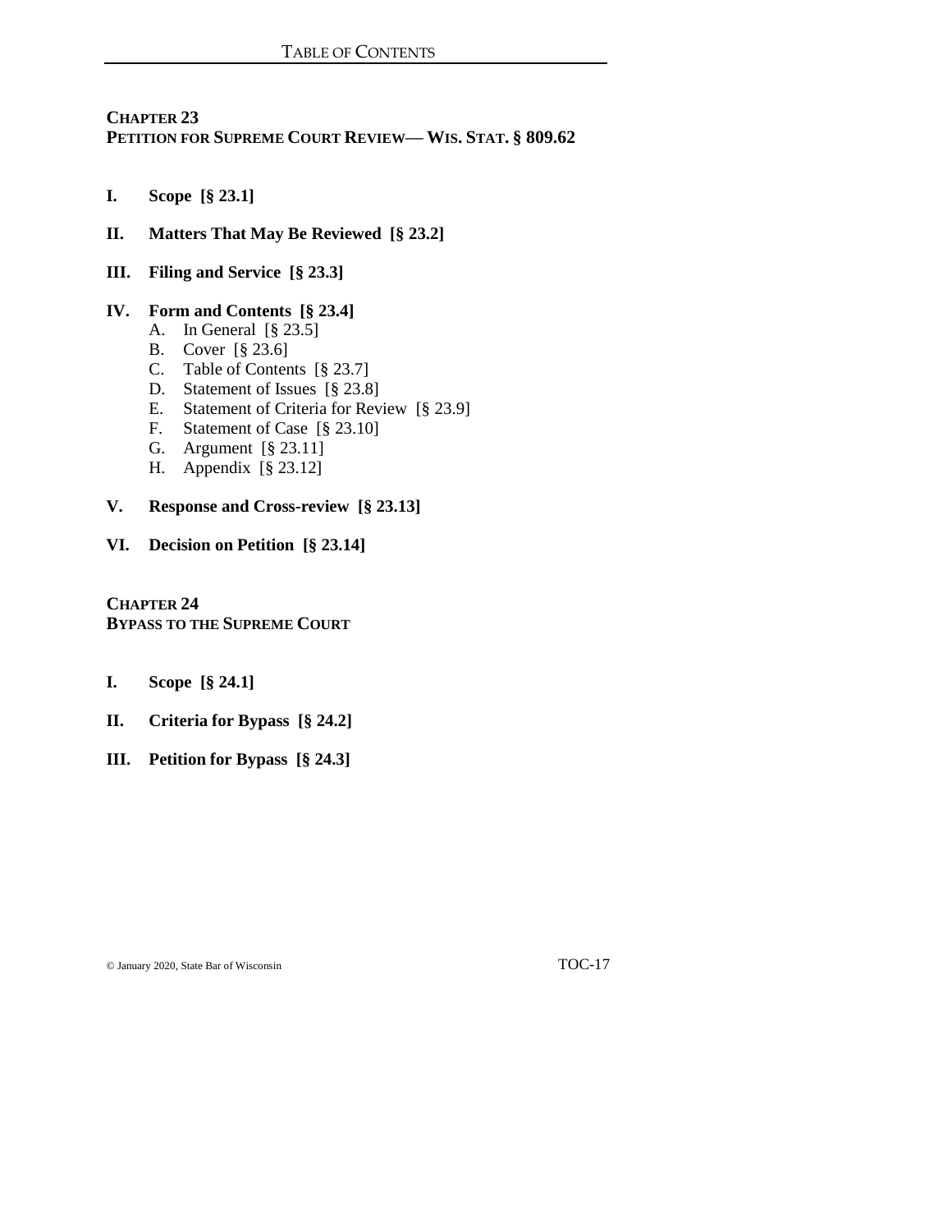## CHAPTER 23
## PETITION FOR SUPREME COURT REVIEW— WIS. STAT. § 809.62

**I. Scope [§ 23.1]**

**II. Matters That May Be Reviewed [§ 23.2]**

**III. Filing and Service [§ 23.3]**

**IV. Form and Contents [§ 23.4]**

- A. In General [§ 23.5]
- B. Cover [§ 23.6]
- C. Table of Contents [§ 23.7]
- D. Statement of Issues [§ 23.8]
- E. Statement of Criteria for Review [§ 23.9]
- F. Statement of Case [§ 23.10]
- G. Argument [§ 23.11]
- H. Appendix [§ 23.12]

**V. Response and Cross-review [§ 23.13]**

**VI. Decision on Petition [§ 23.14]**

## CHAPTER 24
## BYPASS TO THE SUPREME COURT

**I. Scope [§ 24.1]**

**II. Criteria for Bypass [§ 24.2]**

**III. Petition for Bypass [§ 24.3]**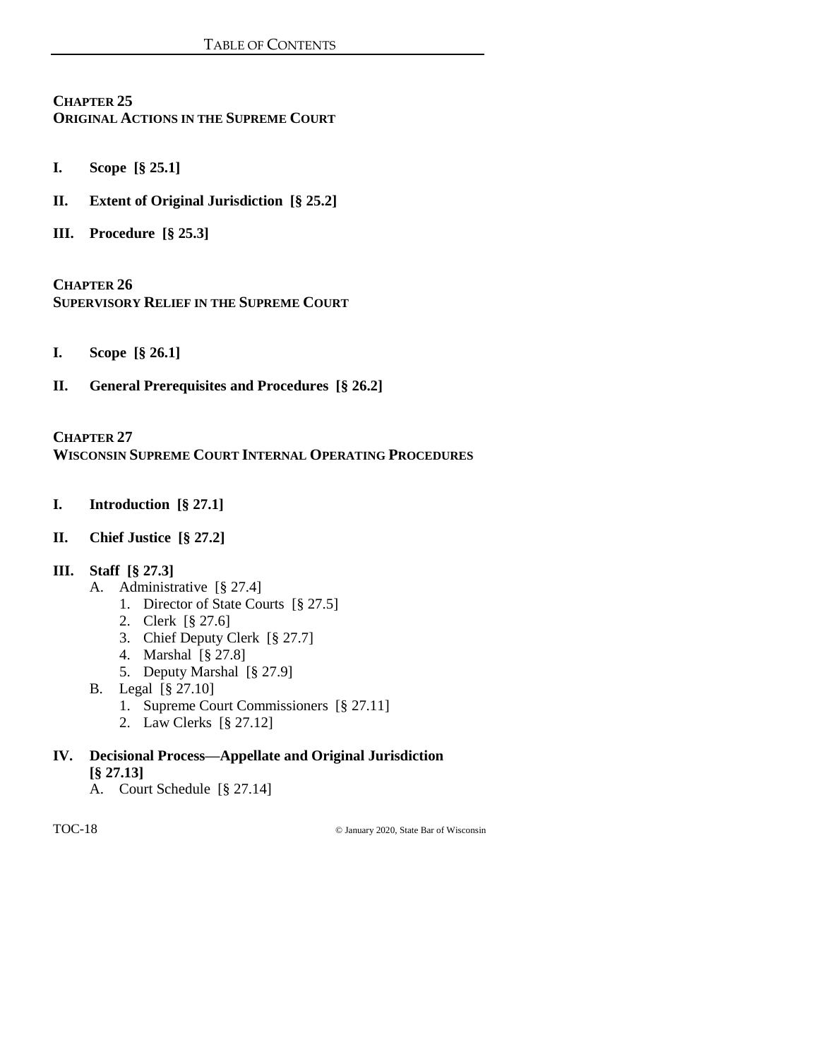## Chapter 25
## Original Actions in the Supreme Court

**I. Scope [§ 25.1]**

**II. Extent of Original Jurisdiction [§ 25.2]**

**III. Procedure [§ 25.3]**

## Chapter 26
## Supervisory Relief in the Supreme Court

**I. Scope [§ 26.1]**

**II. General Prerequisites and Procedures [§ 26.2]**

## Chapter 27
## Wisconsin Supreme Court Internal Operating Procedures

**I. Introduction [§ 27.1]**

**II. Chief Justice [§ 27.2]**

**III. Staff [§ 27.3]**

- A. Administrative [§ 27.4]
  1. Director of State Courts [§ 27.5]
  2. Clerk [§ 27.6]
  3. Chief Deputy Clerk [§ 27.7]
  4. Marshal [§ 27.8]
  5. Deputy Marshal [§ 27.9]
- B. Legal [§ 27.10]
  1. Supreme Court Commissioners [§ 27.11]
  2. Law Clerks [§ 27.12]

**IV. Decisional Process—Appellate and Original Jurisdiction [§ 27.13]**

- A. Court Schedule [§ 27.14]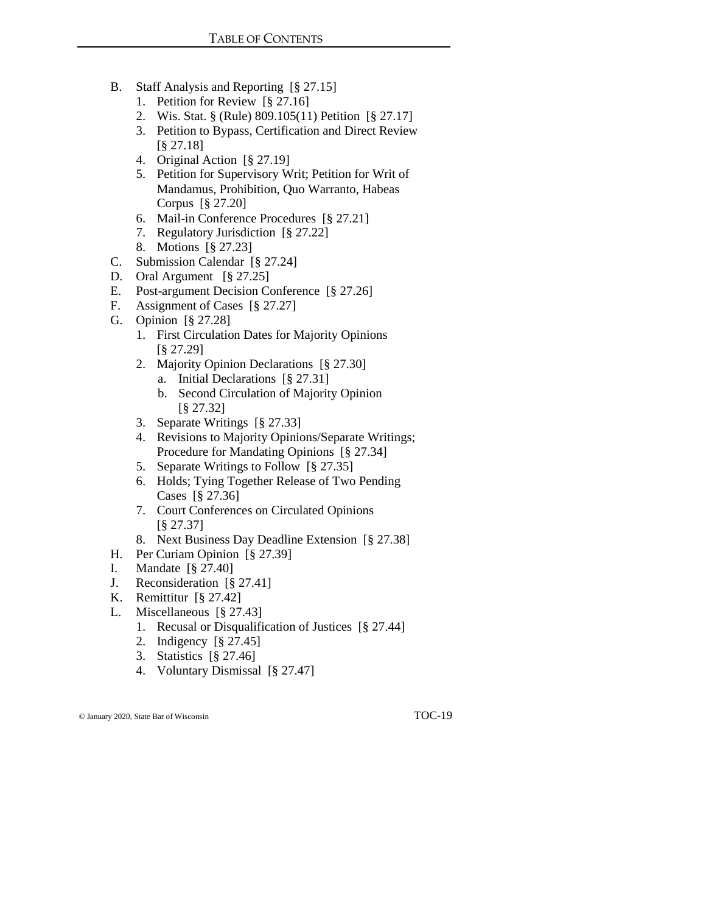- B. Staff Analysis and Reporting [§ 27.15]
  1. Petition for Review [§ 27.16]
  2. Wis. Stat. § (Rule) 809.105(11) Petition [§ 27.17]
  3. Petition to Bypass, Certification and Direct Review [§ 27.18]
  4. Original Action [§ 27.19]
  5. Petition for Supervisory Writ; Petition for Writ of Mandamus, Prohibition, Quo Warranto, Habeas Corpus [§ 27.20]
  6. Mail-in Conference Procedures [§ 27.21]
  7. Regulatory Jurisdiction [§ 27.22]
  8. Motions [§ 27.23]
- C. Submission Calendar [§ 27.24]
- D. Oral Argument [§ 27.25]
- E. Post-argument Decision Conference [§ 27.26]
- F. Assignment of Cases [§ 27.27]
- G. Opinion [§ 27.28]
  1. First Circulation Dates for Majority Opinions [§ 27.29]
  2. Majority Opinion Declarations [§ 27.30]
     - a. Initial Declarations [§ 27.31]
     - b. Second Circulation of Majority Opinion [§ 27.32]
  3. Separate Writings [§ 27.33]
  4. Revisions to Majority Opinions/Separate Writings; Procedure for Mandating Opinions [§ 27.34]
  5. Separate Writings to Follow [§ 27.35]
  6. Holds; Tying Together Release of Two Pending Cases [§ 27.36]
  7. Court Conferences on Circulated Opinions [§ 27.37]
  8. Next Business Day Deadline Extension [§ 27.38]
- H. Per Curiam Opinion [§ 27.39]
- I. Mandate [§ 27.40]
- J. Reconsideration [§ 27.41]
- K. Remittitur [§ 27.42]
- L. Miscellaneous [§ 27.43]
  1. Recusal or Disqualification of Justices [§ 27.44]
  2. Indigency [§ 27.45]
  3. Statistics [§ 27.46]
  4. Voluntary Dismissal [§ 27.47]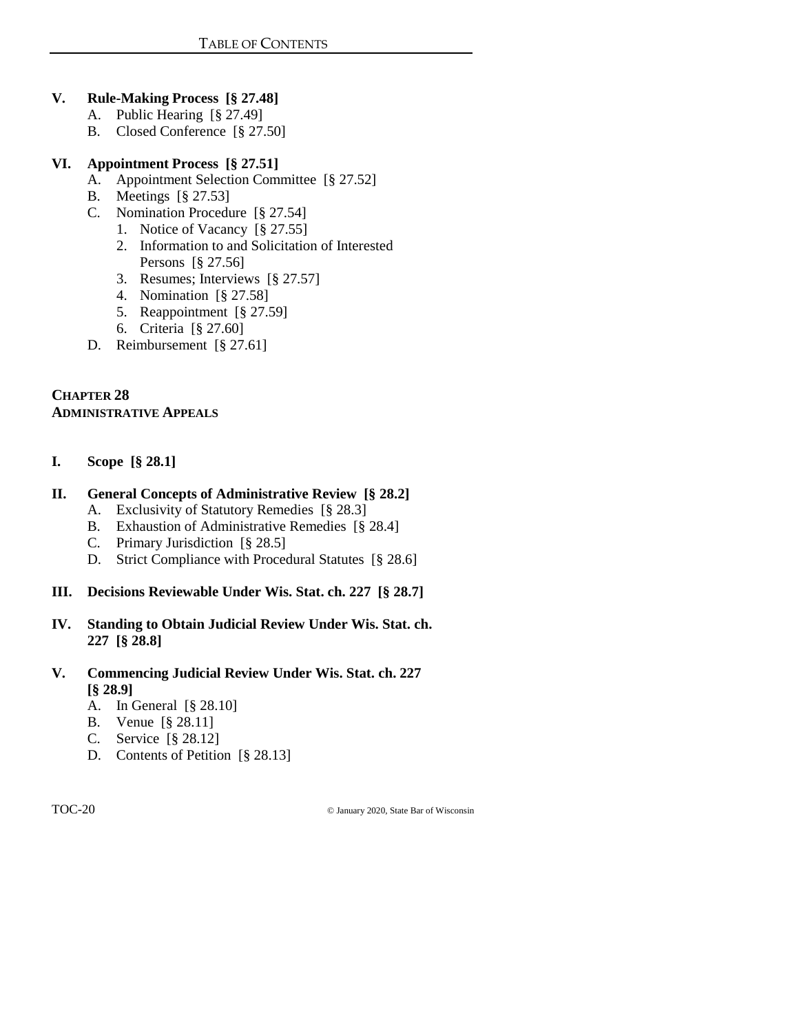**V. Rule-Making Process [§ 27.48]**

- A. Public Hearing [§ 27.49]
- B. Closed Conference [§ 27.50]

**VI. Appointment Process [§ 27.51]**

- A. Appointment Selection Committee [§ 27.52]
- B. Meetings [§ 27.53]
- C. Nomination Procedure [§ 27.54]
  1. Notice of Vacancy [§ 27.55]
  2. Information to and Solicitation of Interested Persons [§ 27.56]
  3. Resumes; Interviews [§ 27.57]
  4. Nomination [§ 27.58]
  5. Reappointment [§ 27.59]
  6. Criteria [§ 27.60]
- D. Reimbursement [§ 27.61]

## CHAPTER 28
## ADMINISTRATIVE APPEALS

**I. Scope [§ 28.1]**

**II. General Concepts of Administrative Review [§ 28.2]**

- A. Exclusivity of Statutory Remedies [§ 28.3]
- B. Exhaustion of Administrative Remedies [§ 28.4]
- C. Primary Jurisdiction [§ 28.5]
- D. Strict Compliance with Procedural Statutes [§ 28.6]

**III. Decisions Reviewable Under Wis. Stat. ch. 227 [§ 28.7]**

**IV. Standing to Obtain Judicial Review Under Wis. Stat. ch. 227 [§ 28.8]**

**V. Commencing Judicial Review Under Wis. Stat. ch. 227 [§ 28.9]**

- A. In General [§ 28.10]
- B. Venue [§ 28.11]
- C. Service [§ 28.12]
- D. Contents of Petition [§ 28.13]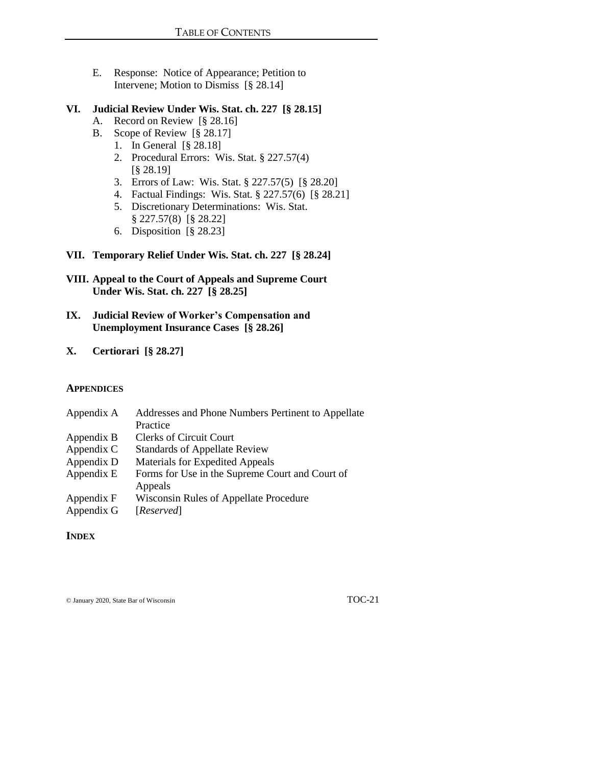E. Response: Notice of Appearance; Petition to Intervene; Motion to Dismiss [§ 28.14]

**VI. Judicial Review Under Wis. Stat. ch. 227 [§ 28.15]**

- A. Record on Review [§ 28.16]
- B. Scope of Review [§ 28.17]
  1. In General [§ 28.18]
  2. Procedural Errors: Wis. Stat. § 227.57(4) [§ 28.19]
  3. Errors of Law: Wis. Stat. § 227.57(5) [§ 28.20]
  4. Factual Findings: Wis. Stat. § 227.57(6) [§ 28.21]
  5. Discretionary Determinations: Wis. Stat. § 227.57(8) [§ 28.22]
  6. Disposition [§ 28.23]

**VII. Temporary Relief Under Wis. Stat. ch. 227 [§ 28.24]**

**VIII. Appeal to the Court of Appeals and Supreme Court Under Wis. Stat. ch. 227 [§ 28.25]**

**IX. Judicial Review of Worker's Compensation and Unemployment Insurance Cases [§ 28.26]**

**X. Certiorari [§ 28.27]**

**APPENDICES**

| | |
|---|---|
| Appendix A | Addresses and Phone Numbers Pertinent to Appellate Practice |
| Appendix B | Clerks of Circuit Court |
| Appendix C | Standards of Appellate Review |
| Appendix D | Materials for Expedited Appeals |
| Appendix E | Forms for Use in the Supreme Court and Court of Appeals |
| Appendix F | Wisconsin Rules of Appellate Procedure |
| Appendix G | [*Reserved*] |

**INDEX**